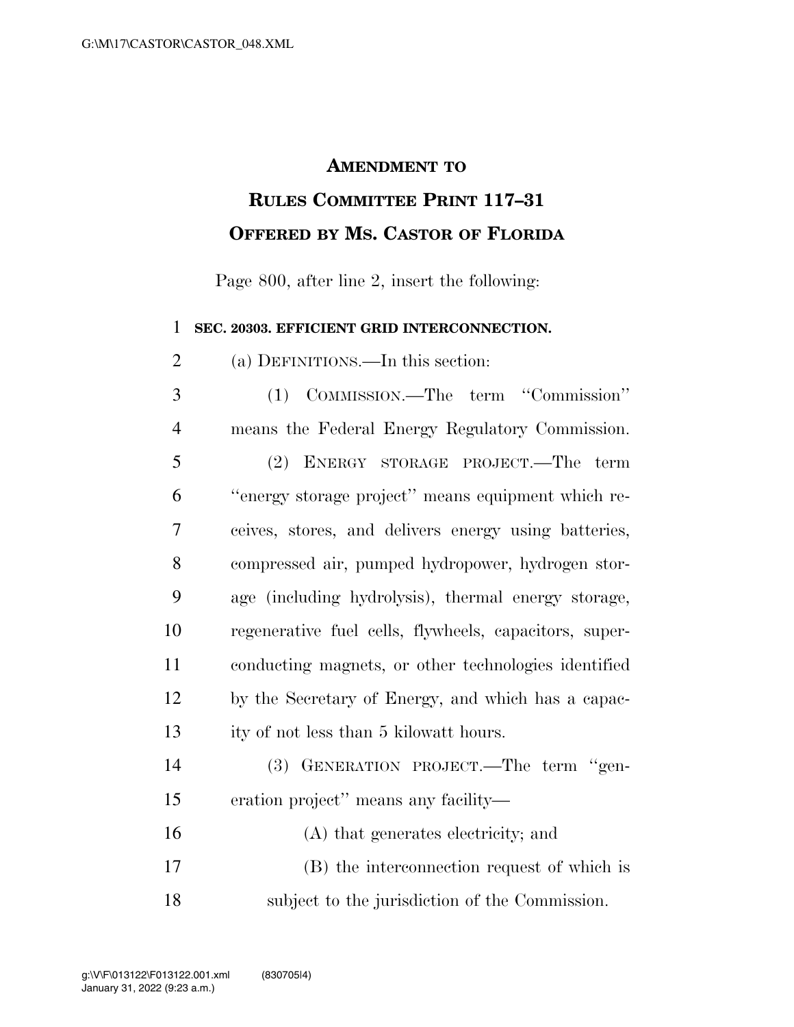# AMENDMENT TO RULES COMMITTEE PRINT 117–31 OFFERED BY MS. CASTOR OF FLORIDA

Page 800, after line 2, insert the following:

**SEC. 20303. EFFICIENT GRID INTERCONNECTION.**

(a) DEFINITIONS.—In this section:

(1) COMMISSION.—The term ''Commission'' means the Federal Energy Regulatory Commission.

(2) ENERGY STORAGE PROJECT.—The term ''energy storage project'' means equipment which receives, stores, and delivers energy using batteries, compressed air, pumped hydropower, hydrogen storage (including hydrolysis), thermal energy storage, regenerative fuel cells, flywheels, capacitors, superconducting magnets, or other technologies identified by the Secretary of Energy, and which has a capacity of not less than 5 kilowatt hours.

(3) GENERATION PROJECT.—The term ''generation project'' means any facility—

(A) that generates electricity; and

(B) the interconnection request of which is subject to the jurisdiction of the Commission.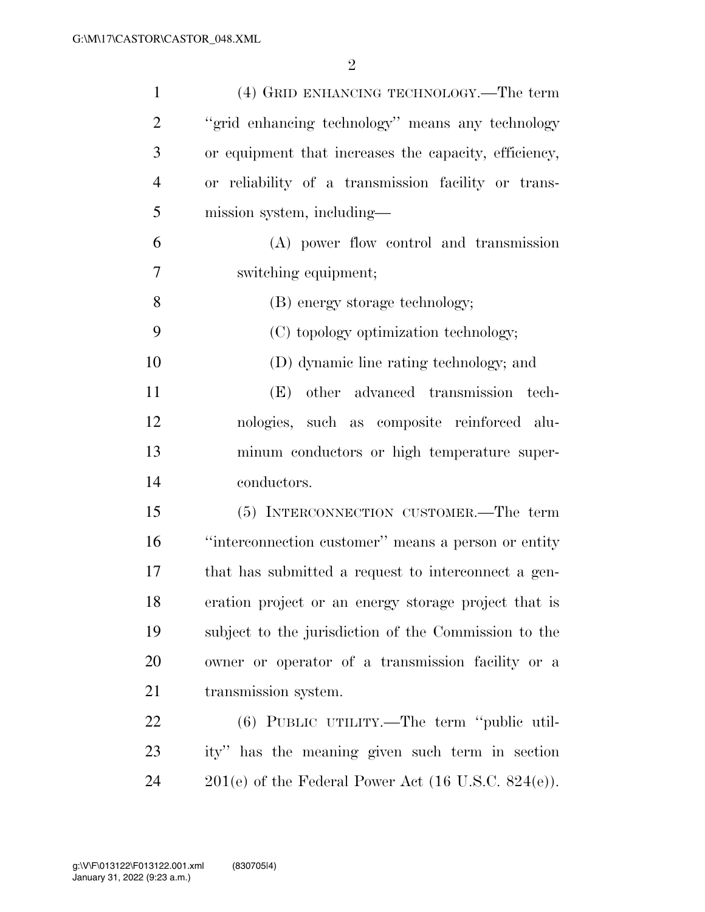(4) GRID ENHANCING TECHNOLOGY.—The term ''grid enhancing technology'' means any technology or equipment that increases the capacity, efficiency, or reliability of a transmission facility or transmission system, including—

(A) power flow control and transmission switching equipment;

(B) energy storage technology;

(C) topology optimization technology;

(D) dynamic line rating technology; and

(E) other advanced transmission technologies, such as composite reinforced aluminum conductors or high temperature superconductors.

(5) INTERCONNECTION CUSTOMER.—The term ''interconnection customer'' means a person or entity that has submitted a request to interconnect a generation project or an energy storage project that is subject to the jurisdiction of the Commission to the owner or operator of a transmission facility or a transmission system.

(6) PUBLIC UTILITY.—The term ''public utility'' has the meaning given such term in section 201(e) of the Federal Power Act (16 U.S.C. 824(e)).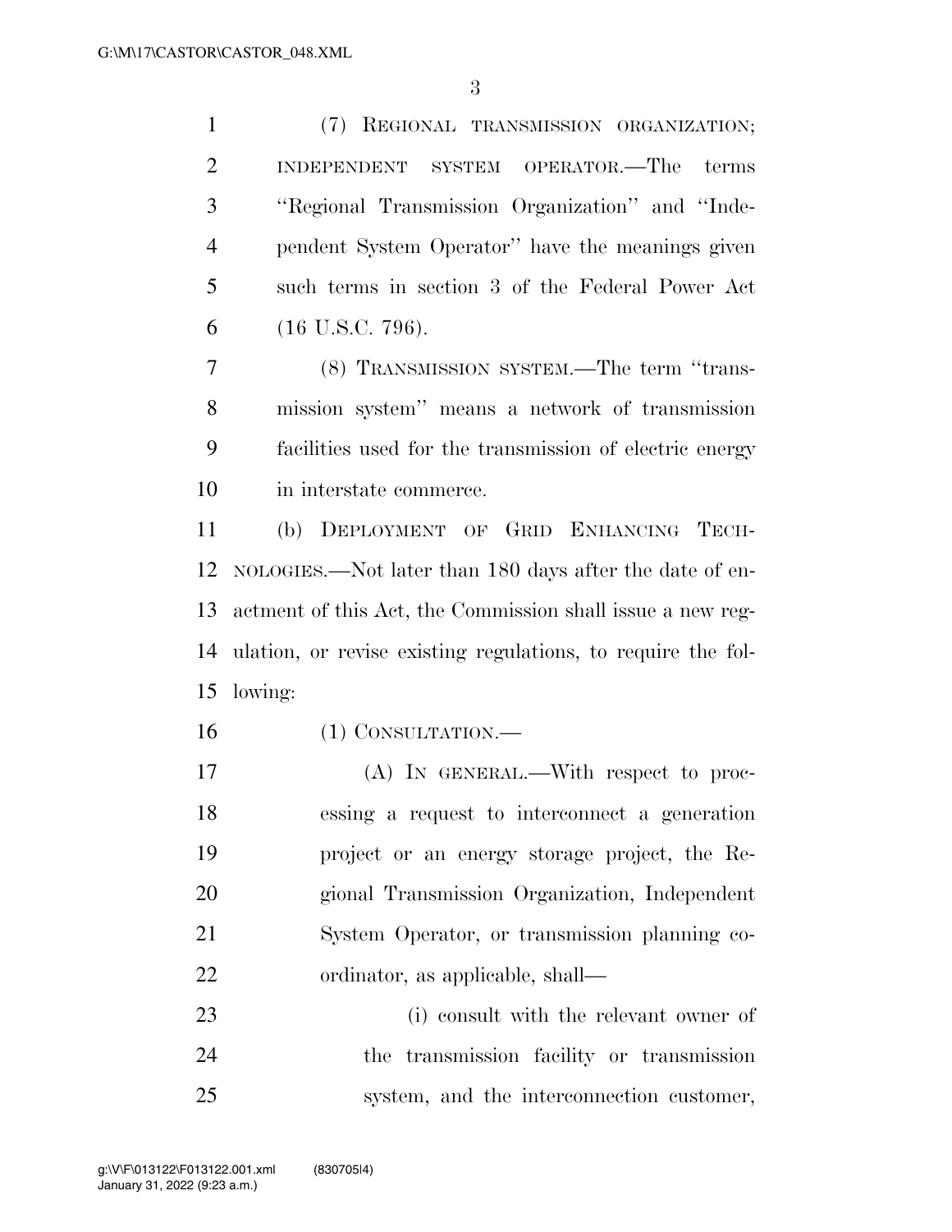(7) REGIONAL TRANSMISSION ORGANIZATION; INDEPENDENT SYSTEM OPERATOR.—The terms ''Regional Transmission Organization'' and ''Independent System Operator'' have the meanings given such terms in section 3 of the Federal Power Act (16 U.S.C. 796).

(8) TRANSMISSION SYSTEM.—The term ''transmission system'' means a network of transmission facilities used for the transmission of electric energy in interstate commerce.

(b) DEPLOYMENT OF GRID ENHANCING TECHNOLOGIES.—Not later than 180 days after the date of enactment of this Act, the Commission shall issue a new regulation, or revise existing regulations, to require the following:

(1) CONSULTATION.—

(A) IN GENERAL.—With respect to processing a request to interconnect a generation project or an energy storage project, the Regional Transmission Organization, Independent System Operator, or transmission planning coordinator, as applicable, shall—

(i) consult with the relevant owner of the transmission facility or transmission system, and the interconnection customer,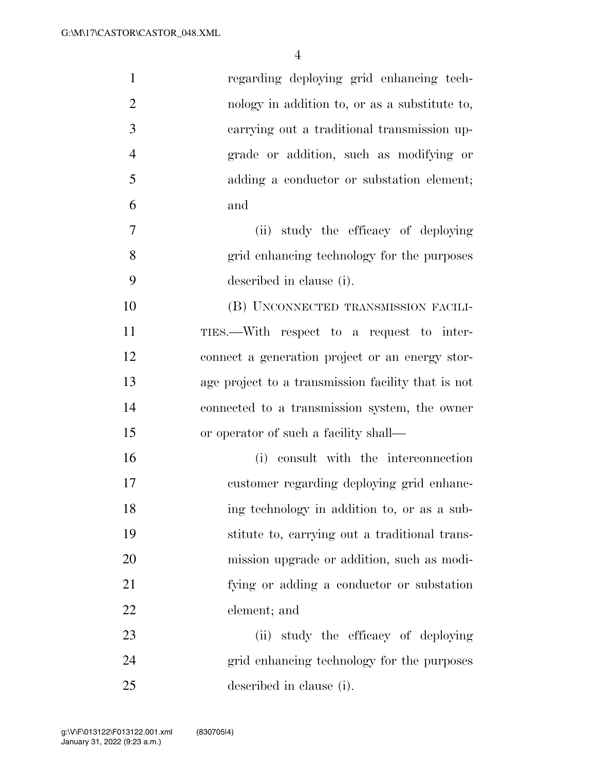regarding deploying grid enhancing technology in addition to, or as a substitute to, carrying out a traditional transmission upgrade or addition, such as modifying or adding a conductor or substation element; and

(ii) study the efficacy of deploying grid enhancing technology for the purposes described in clause (i).

(B) UNCONNECTED TRANSMISSION FACILITIES.—With respect to a request to interconnect a generation project or an energy storage project to a transmission facility that is not connected to a transmission system, the owner or operator of such a facility shall—

(i) consult with the interconnection customer regarding deploying grid enhancing technology in addition to, or as a substitute to, carrying out a traditional transmission upgrade or addition, such as modifying or adding a conductor or substation element; and

(ii) study the efficacy of deploying grid enhancing technology for the purposes described in clause (i).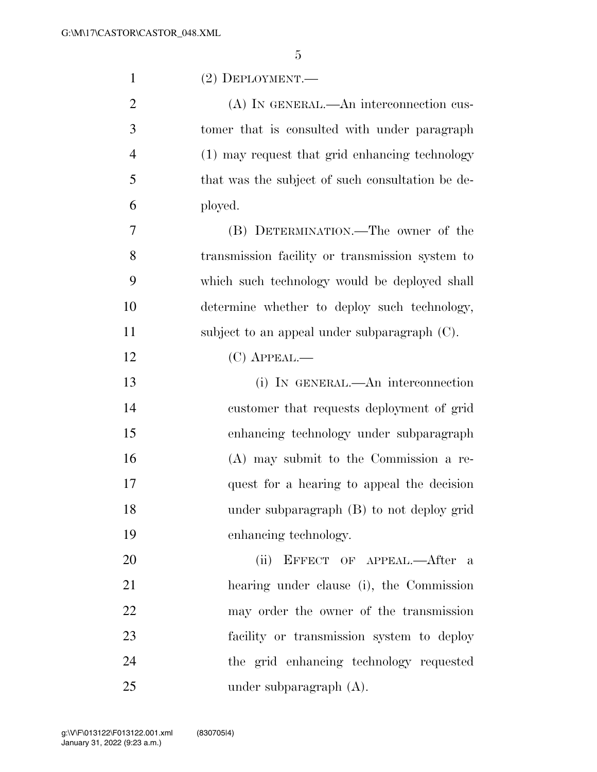(2) DEPLOYMENT.—

(A) IN GENERAL.—An interconnection customer that is consulted with under paragraph (1) may request that grid enhancing technology that was the subject of such consultation be deployed.

(B) DETERMINATION.—The owner of the transmission facility or transmission system to which such technology would be deployed shall determine whether to deploy such technology, subject to an appeal under subparagraph (C).

(C) APPEAL.—

(i) IN GENERAL.—An interconnection customer that requests deployment of grid enhancing technology under subparagraph (A) may submit to the Commission a request for a hearing to appeal the decision under subparagraph (B) to not deploy grid enhancing technology.

(ii) EFFECT OF APPEAL.—After a hearing under clause (i), the Commission may order the owner of the transmission facility or transmission system to deploy the grid enhancing technology requested under subparagraph (A).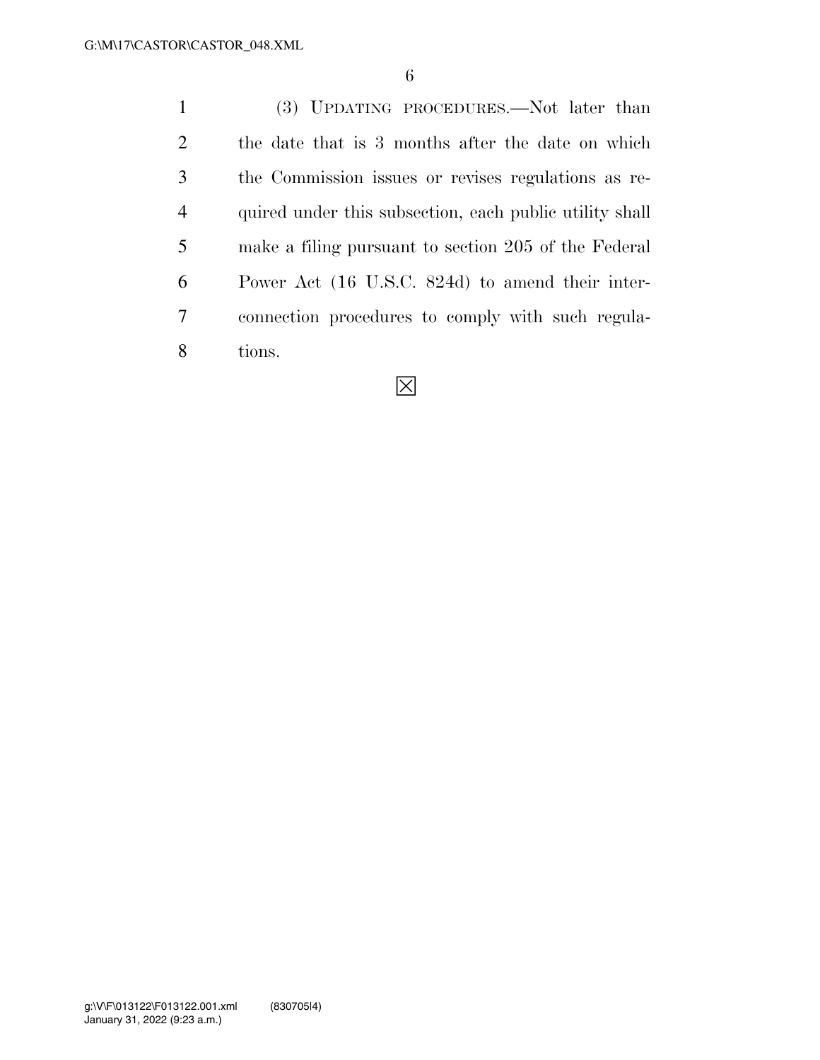(3) UPDATING PROCEDURES.—Not later than the date that is 3 months after the date on which the Commission issues or revises regulations as required under this subsection, each public utility shall make a filing pursuant to section 205 of the Federal Power Act (16 U.S.C. 824d) to amend their interconnection procedures to comply with such regulations.

☒